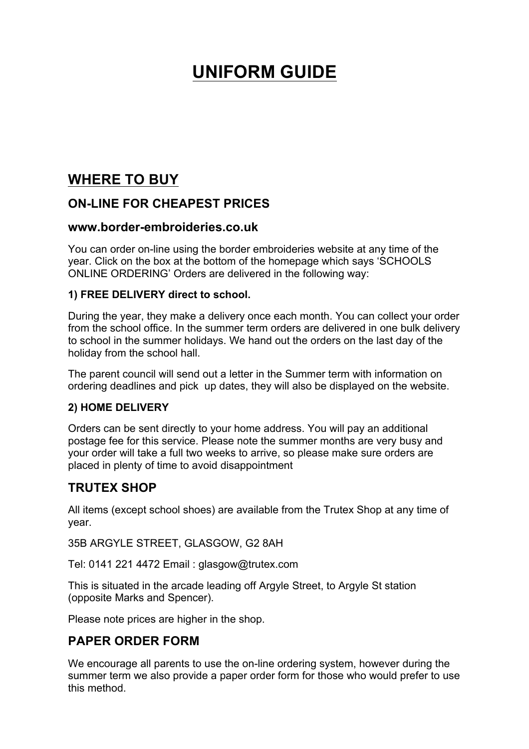# UNIFORM GUIDE

## WHERE TO BUY

### ON-LINE FOR CHEAPEST PRICES

### www.border-embroideries.co.uk

You can order on-line using the border embroideries website at any time of the year. Click on the box at the bottom of the homepage which says 'SCHOOLS ONLINE ORDERING' Orders are delivered in the following way:

#### 1) FREE DELIVERY direct to school.

During the year, they make a delivery once each month. You can collect your order from the school office. In the summer term orders are delivered in one bulk delivery to school in the summer holidays. We hand out the orders on the last day of the holiday from the school hall.

The parent council will send out a letter in the Summer term with information on ordering deadlines and pick up dates, they will also be displayed on the website.

#### 2) HOME DELIVERY

Orders can be sent directly to your home address. You will pay an additional postage fee for this service. Please note the summer months are very busy and your order will take a full two weeks to arrive, so please make sure orders are placed in plenty of time to avoid disappointment

### TRUTEX SHOP

All items (except school shoes) are available from the Trutex Shop at any time of year.

35B ARGYLE STREET, GLASGOW, G2 8AH

Tel: 0141 221 4472 Email : glasgow@trutex.com

This is situated in the arcade leading off Argyle Street, to Argyle St station (opposite Marks and Spencer).

Please note prices are higher in the shop.

### PAPER ORDER FORM

We encourage all parents to use the on-line ordering system, however during the summer term we also provide a paper order form for those who would prefer to use this method.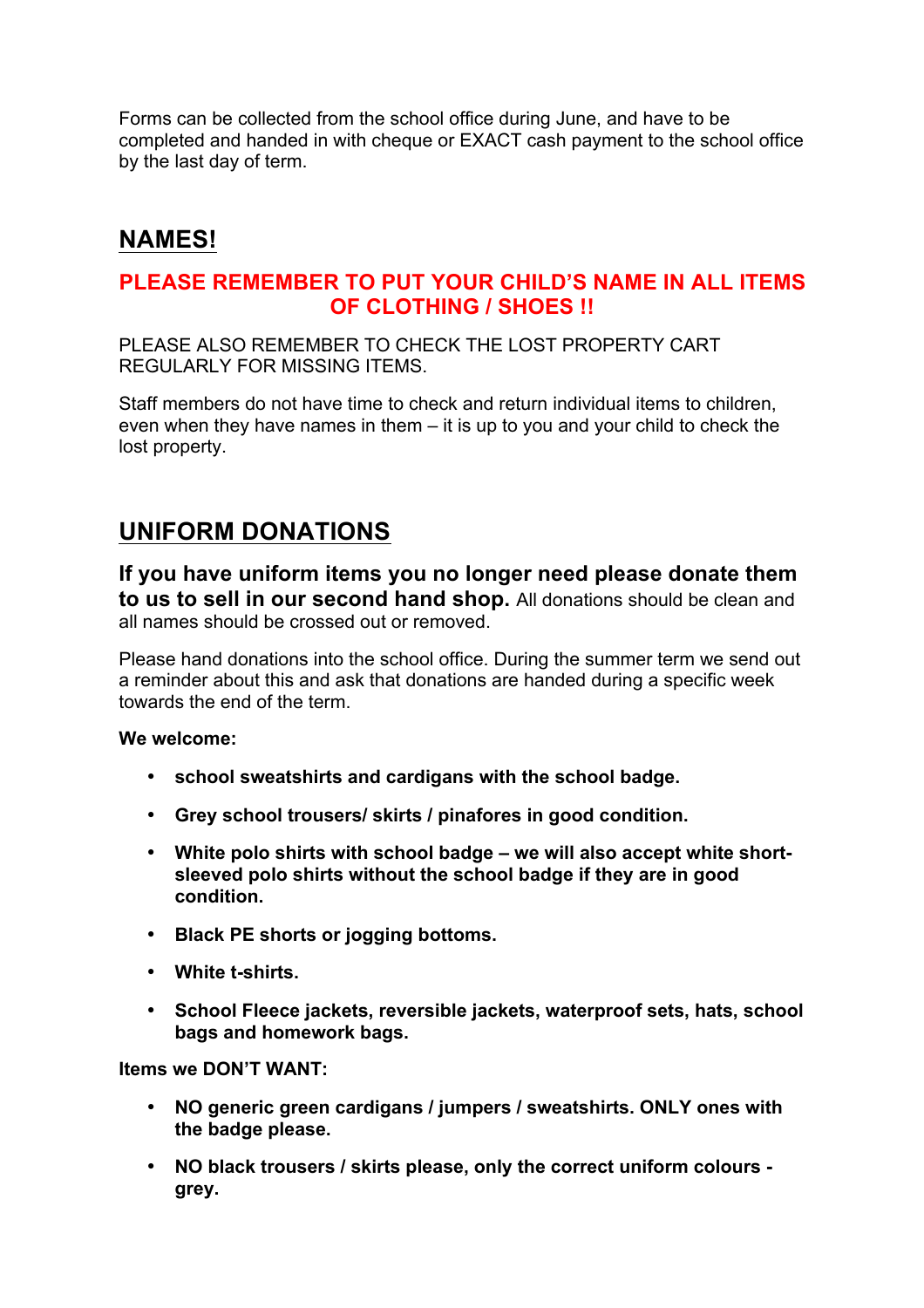Forms can be collected from the school office during June, and have to be completed and handed in with cheque or EXACT cash payment to the school office by the last day of term.

## NAMES!

**PLEASE REMEMBER TO PUT YOUR CHILD'S NAME IN ALL ITEMS OF CLOTHING / SHOES !!**

PLEASE ALSO REMEMBER TO CHECK THE LOST PROPERTY CART REGULARLY FOR MISSING ITEMS.

Staff members do not have time to check and return individual items to children, even when they have names in them – it is up to you and your child to check the lost property.

## UNIFORM DONATIONS

**If you have uniform items you no longer need please donate them to us to sell in our second hand shop.** All donations should be clean and all names should be crossed out or removed.

Please hand donations into the school office. During the summer term we send out a reminder about this and ask that donations are handed during a specific week towards the end of the term.

**We welcome:**

- **school sweatshirts and cardigans with the school badge.**
- **Grey school trousers/ skirts / pinafores in good condition.**
- **White polo shirts with school badge – we will also accept white short-sleeved polo shirts without the school badge if they are in good condition.**
- **Black PE shorts or jogging bottoms.**
- **White t-shirts.**
- **School Fleece jackets, reversible jackets, waterproof sets, hats, school bags and homework bags.**

**Items we DON'T WANT:**

- **NO generic green cardigans / jumpers / sweatshirts. ONLY ones with the badge please.**
- **NO black trousers / skirts please, only the correct uniform colours - grey.**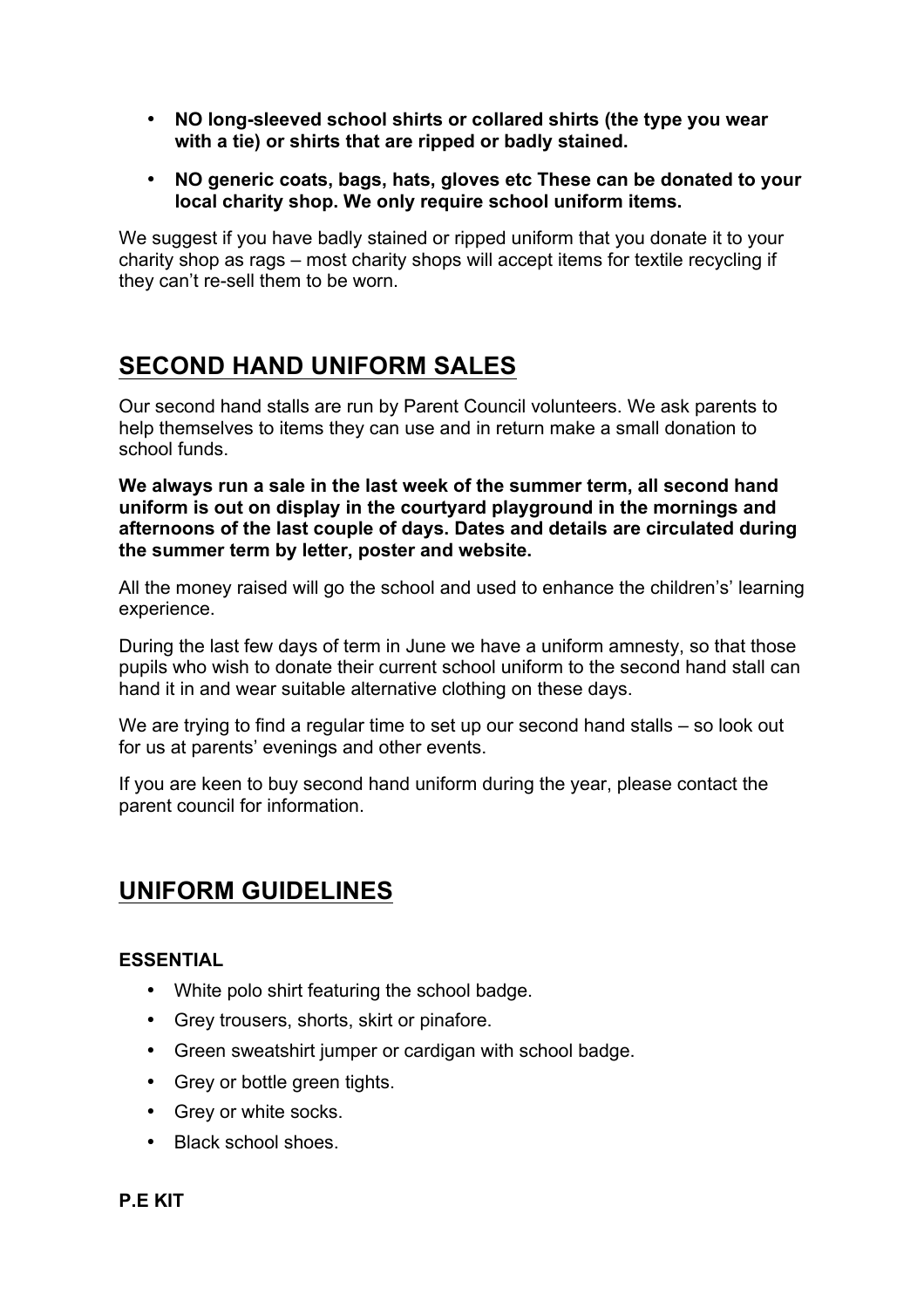- **NO long-sleeved school shirts or collared shirts (the type you wear with a tie) or shirts that are ripped or badly stained.**
- **NO generic coats, bags, hats, gloves etc These can be donated to your local charity shop. We only require school uniform items.**

We suggest if you have badly stained or ripped uniform that you donate it to your charity shop as rags – most charity shops will accept items for textile recycling if they can't re-sell them to be worn.

## SECOND HAND UNIFORM SALES

Our second hand stalls are run by Parent Council volunteers. We ask parents to help themselves to items they can use and in return make a small donation to school funds.

**We always run a sale in the last week of the summer term, all second hand uniform is out on display in the courtyard playground in the mornings and afternoons of the last couple of days. Dates and details are circulated during the summer term by letter, poster and website.**

All the money raised will go the school and used to enhance the children's' learning experience.

During the last few days of term in June we have a uniform amnesty, so that those pupils who wish to donate their current school uniform to the second hand stall can hand it in and wear suitable alternative clothing on these days.

We are trying to find a regular time to set up our second hand stalls – so look out for us at parents' evenings and other events.

If you are keen to buy second hand uniform during the year, please contact the parent council for information.

## UNIFORM GUIDELINES

### ESSENTIAL

- White polo shirt featuring the school badge.
- Grey trousers, shorts, skirt or pinafore.
- Green sweatshirt jumper or cardigan with school badge.
- Grey or bottle green tights.
- Grey or white socks.
- Black school shoes.

### P.E KIT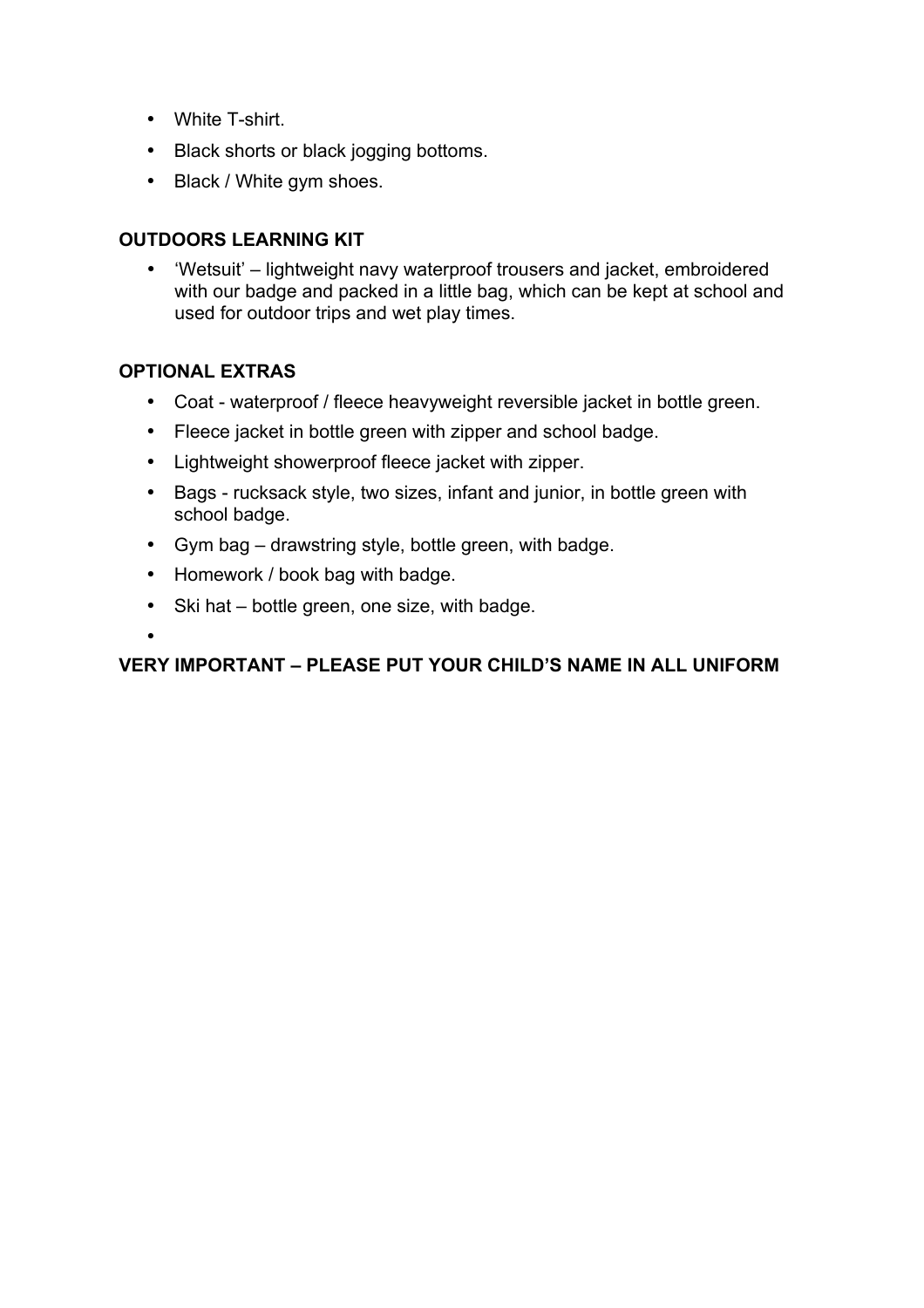- White T-shirt.
- Black shorts or black jogging bottoms.
- Black / White gym shoes.

**OUTDOORS LEARNING KIT**

- 'Wetsuit' – lightweight navy waterproof trousers and jacket, embroidered with our badge and packed in a little bag, which can be kept at school and used for outdoor trips and wet play times.

**OPTIONAL EXTRAS**

- Coat - waterproof / fleece heavyweight reversible jacket in bottle green.
- Fleece jacket in bottle green with zipper and school badge.
- Lightweight showerproof fleece jacket with zipper.
- Bags - rucksack style, two sizes, infant and junior, in bottle green with school badge.
- Gym bag – drawstring style, bottle green, with badge.
- Homework / book bag with badge.
- Ski hat – bottle green, one size, with badge.

**VERY IMPORTANT – PLEASE PUT YOUR CHILD'S NAME IN ALL UNIFORM**